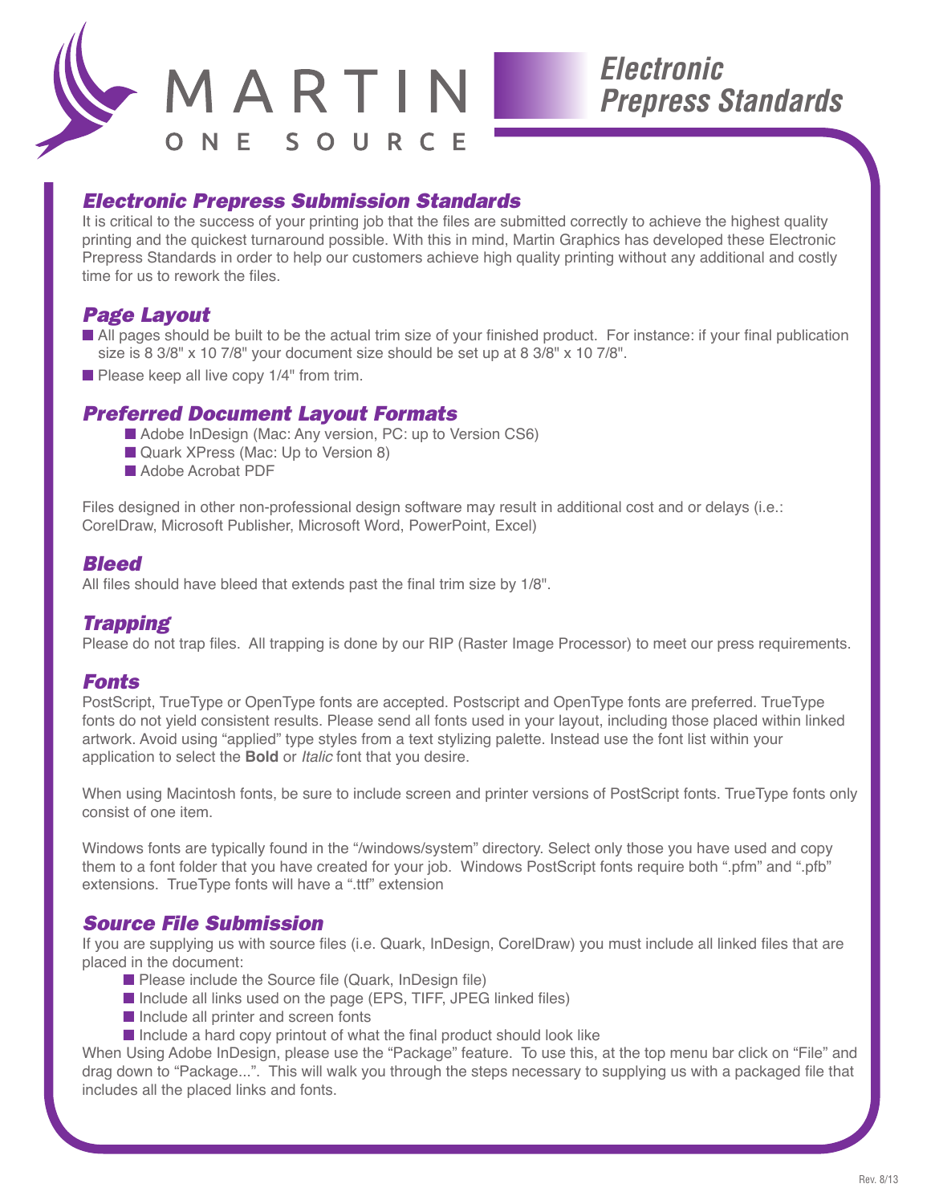MARTIN
ONE SOURCE

# Electronic Prepress Standards

## Electronic Prepress Submission Standards

It is critical to the success of your printing job that the files are submitted correctly to achieve the highest quality printing and the quickest turnaround possible. With this in mind, Martin Graphics has developed these Electronic Prepress Standards in order to help our customers achieve high quality printing without any additional and costly time for us to rework the files.

## Page Layout

- All pages should be built to be the actual trim size of your finished product. For instance: if your final publication size is 8 3/8" x 10 7/8" your document size should be set up at 8 3/8" x 10 7/8".
- Please keep all live copy 1/4" from trim.

## Preferred Document Layout Formats

- Adobe InDesign (Mac: Any version, PC: up to Version CS6)
- Quark XPress (Mac: Up to Version 8)
- Adobe Acrobat PDF

Files designed in other non-professional design software may result in additional cost and or delays (i.e.: CorelDraw, Microsoft Publisher, Microsoft Word, PowerPoint, Excel)

## Bleed

All files should have bleed that extends past the final trim size by 1/8".

## Trapping

Please do not trap files. All trapping is done by our RIP (Raster Image Processor) to meet our press requirements.

## Fonts

PostScript, TrueType or OpenType fonts are accepted. Postscript and OpenType fonts are preferred. TrueType fonts do not yield consistent results. Please send all fonts used in your layout, including those placed within linked artwork. Avoid using "applied" type styles from a text stylizing palette. Instead use the font list within your application to select the **Bold** or *Italic* font that you desire.

When using Macintosh fonts, be sure to include screen and printer versions of PostScript fonts. TrueType fonts only consist of one item.

Windows fonts are typically found in the "/windows/system" directory. Select only those you have used and copy them to a font folder that you have created for your job. Windows PostScript fonts require both ".pfm" and ".pfb" extensions. TrueType fonts will have a ".ttf" extension

## Source File Submission

If you are supplying us with source files (i.e. Quark, InDesign, CorelDraw) you must include all linked files that are placed in the document:

- Please include the Source file (Quark, InDesign file)
- Include all links used on the page (EPS, TIFF, JPEG linked files)
- Include all printer and screen fonts
- Include a hard copy printout of what the final product should look like

When Using Adobe InDesign, please use the "Package" feature. To use this, at the top menu bar click on "File" and drag down to "Package...". This will walk you through the steps necessary to supplying us with a packaged file that includes all the placed links and fonts.

Rev. 8/13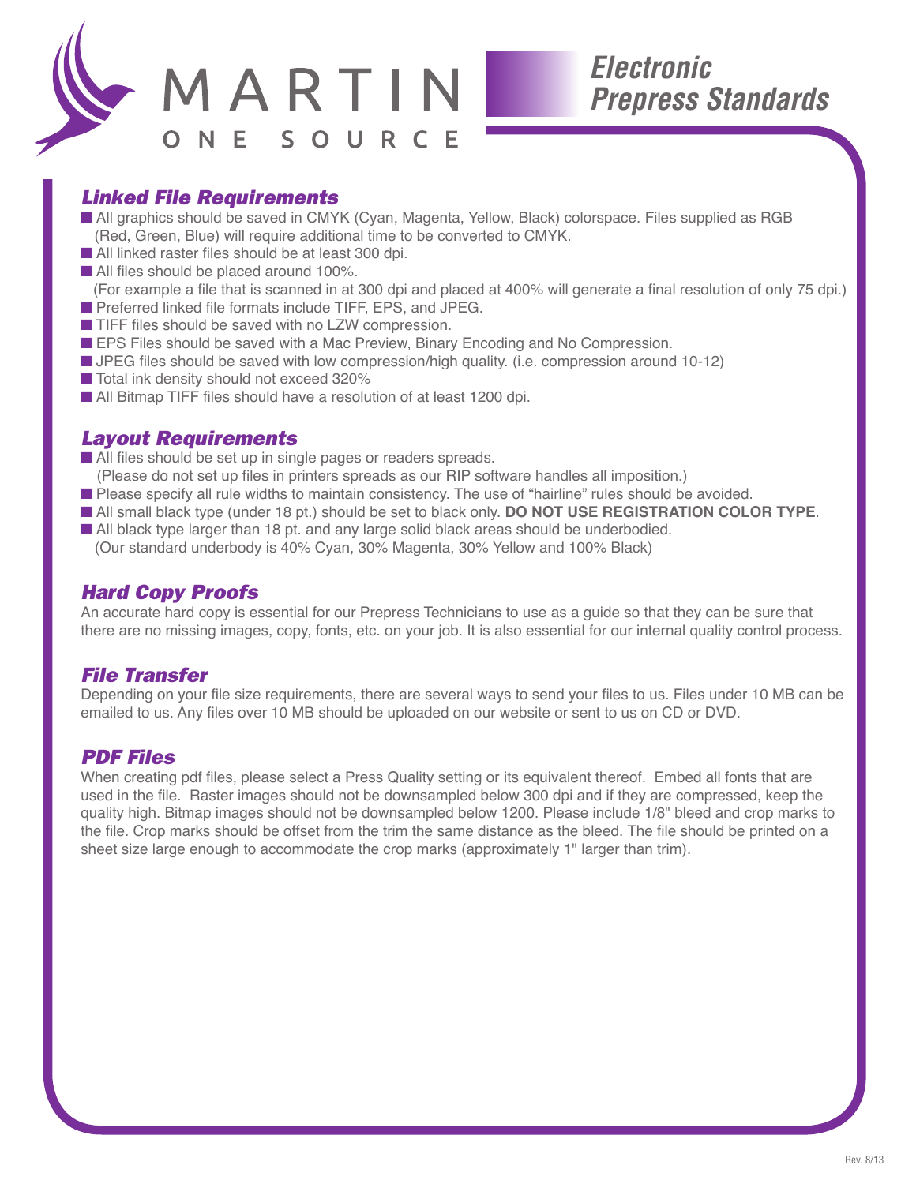# MARTIN ONE SOURCE

# Electronic Prepress Standards

## Linked File Requirements

- All graphics should be saved in CMYK (Cyan, Magenta, Yellow, Black) colorspace. Files supplied as RGB (Red, Green, Blue) will require additional time to be converted to CMYK.
- All linked raster files should be at least 300 dpi.
- All files should be placed around 100%.
  (For example a file that is scanned in at 300 dpi and placed at 400% will generate a final resolution of only 75 dpi.)
- Preferred linked file formats include TIFF, EPS, and JPEG.
- TIFF files should be saved with no LZW compression.
- EPS Files should be saved with a Mac Preview, Binary Encoding and No Compression.
- JPEG files should be saved with low compression/high quality. (i.e. compression around 10-12)
- Total ink density should not exceed 320%
- All Bitmap TIFF files should have a resolution of at least 1200 dpi.

## Layout Requirements

- All files should be set up in single pages or readers spreads.
  (Please do not set up files in printers spreads as our RIP software handles all imposition.)
- Please specify all rule widths to maintain consistency. The use of “hairline” rules should be avoided.
- All small black type (under 18 pt.) should be set to black only. **DO NOT USE REGISTRATION COLOR TYPE**.
- All black type larger than 18 pt. and any large solid black areas should be underbodied.
  (Our standard underbody is 40% Cyan, 30% Magenta, 30% Yellow and 100% Black)

## Hard Copy Proofs

An accurate hard copy is essential for our Prepress Technicians to use as a guide so that they can be sure that there are no missing images, copy, fonts, etc. on your job. It is also essential for our internal quality control process.

## File Transfer

Depending on your file size requirements, there are several ways to send your files to us. Files under 10 MB can be emailed to us. Any files over 10 MB should be uploaded on our website or sent to us on CD or DVD.

## PDF Files

When creating pdf files, please select a Press Quality setting or its equivalent thereof. Embed all fonts that are used in the file. Raster images should not be downsampled below 300 dpi and if they are compressed, keep the quality high. Bitmap images should not be downsampled below 1200. Please include 1/8" bleed and crop marks to the file. Crop marks should be offset from the trim the same distance as the bleed. The file should be printed on a sheet size large enough to accommodate the crop marks (approximately 1" larger than trim).

Rev. 8/13